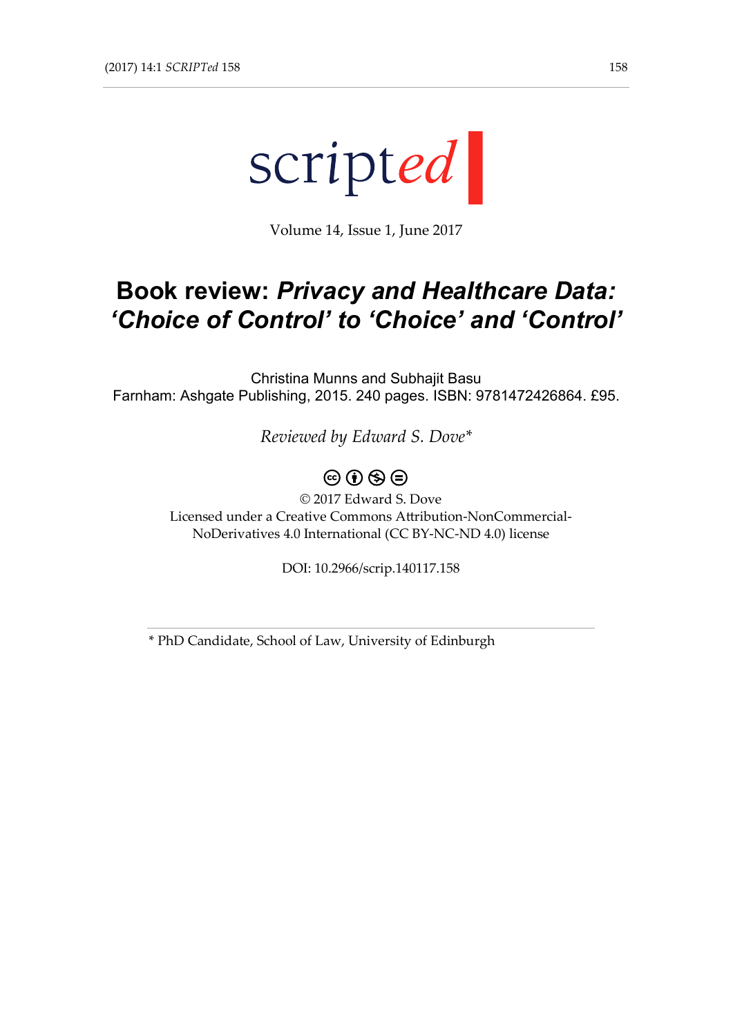scripted

Volume 14, Issue 1, June 2017

# Book review: *Privacy and Healthcare Data: 'Choice of Control' to 'Choice' and 'Control'*

Christina Munns and Subhajit Basu
Farnham: Ashgate Publishing, 2015. 240 pages. ISBN: 9781472426864. £95.

*Reviewed by Edward S. Dove**

© 2017 Edward S. Dove
Licensed under a Creative Commons Attribution-NonCommercial-NoDerivatives 4.0 International (CC BY-NC-ND 4.0) license

DOI: 10.2966/scrip.140117.158

---

\* PhD Candidate, School of Law, University of Edinburgh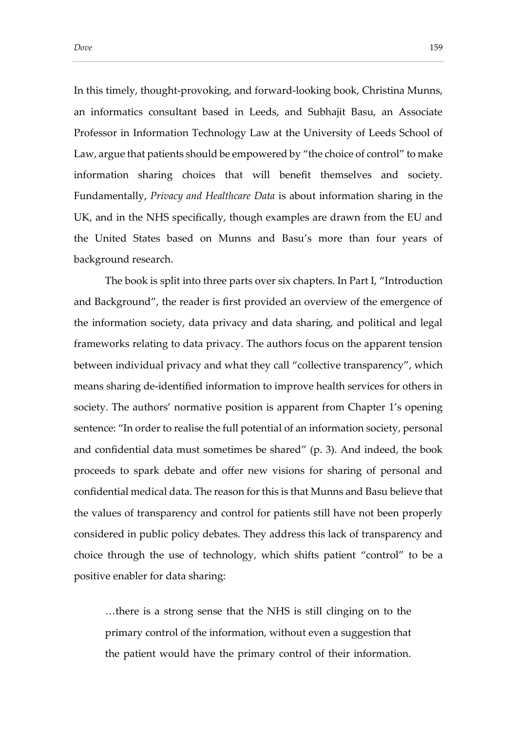In this timely, thought-provoking, and forward-looking book, Christina Munns, an informatics consultant based in Leeds, and Subhajit Basu, an Associate Professor in Information Technology Law at the University of Leeds School of Law, argue that patients should be empowered by "the choice of control" to make information sharing choices that will benefit themselves and society. Fundamentally, *Privacy and Healthcare Data* is about information sharing in the UK, and in the NHS specifically, though examples are drawn from the EU and the United States based on Munns and Basu's more than four years of background research.

The book is split into three parts over six chapters. In Part I, "Introduction and Background", the reader is first provided an overview of the emergence of the information society, data privacy and data sharing, and political and legal frameworks relating to data privacy. The authors focus on the apparent tension between individual privacy and what they call "collective transparency", which means sharing de-identified information to improve health services for others in society. The authors' normative position is apparent from Chapter 1's opening sentence: "In order to realise the full potential of an information society, personal and confidential data must sometimes be shared" (p. 3). And indeed, the book proceeds to spark debate and offer new visions for sharing of personal and confidential medical data. The reason for this is that Munns and Basu believe that the values of transparency and control for patients still have not been properly considered in public policy debates. They address this lack of transparency and choice through the use of technology, which shifts patient "control" to be a positive enabler for data sharing:

> …there is a strong sense that the NHS is still clinging on to the primary control of the information, without even a suggestion that the patient would have the primary control of their information.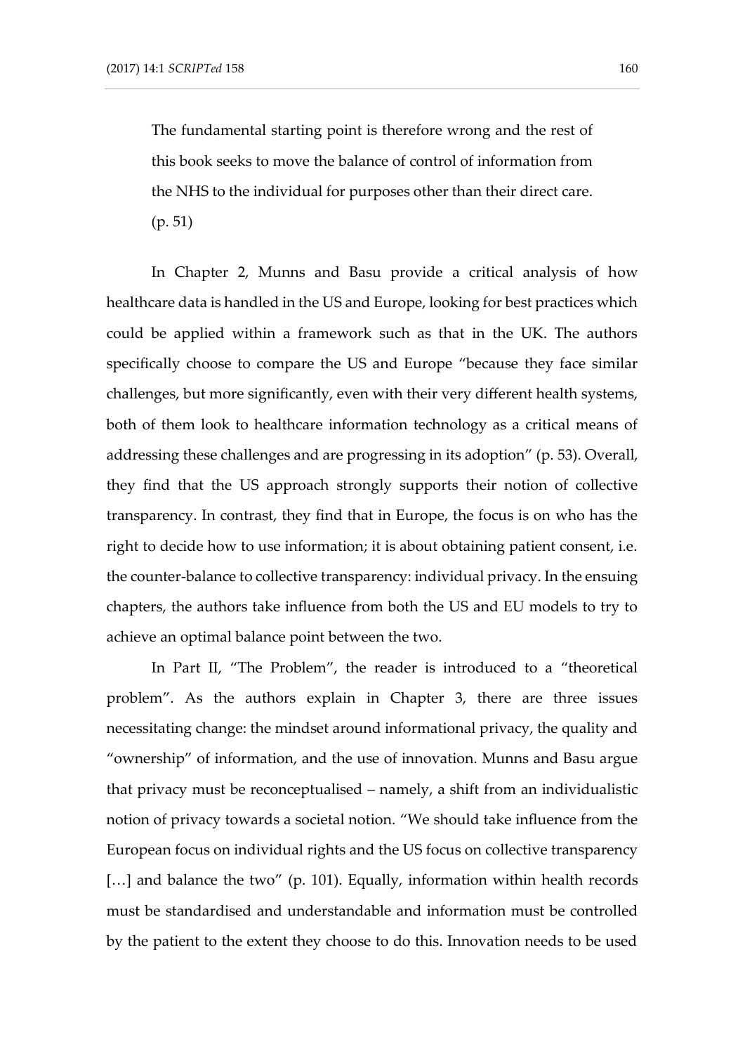> The fundamental starting point is therefore wrong and the rest of this book seeks to move the balance of control of information from the NHS to the individual for purposes other than their direct care. (p. 51)

In Chapter 2, Munns and Basu provide a critical analysis of how healthcare data is handled in the US and Europe, looking for best practices which could be applied within a framework such as that in the UK. The authors specifically choose to compare the US and Europe "because they face similar challenges, but more significantly, even with their very different health systems, both of them look to healthcare information technology as a critical means of addressing these challenges and are progressing in its adoption" (p. 53). Overall, they find that the US approach strongly supports their notion of collective transparency. In contrast, they find that in Europe, the focus is on who has the right to decide how to use information; it is about obtaining patient consent, i.e. the counter-balance to collective transparency: individual privacy. In the ensuing chapters, the authors take influence from both the US and EU models to try to achieve an optimal balance point between the two.

In Part II, "The Problem", the reader is introduced to a "theoretical problem". As the authors explain in Chapter 3, there are three issues necessitating change: the mindset around informational privacy, the quality and "ownership" of information, and the use of innovation. Munns and Basu argue that privacy must be reconceptualised – namely, a shift from an individualistic notion of privacy towards a societal notion. "We should take influence from the European focus on individual rights and the US focus on collective transparency […] and balance the two" (p. 101). Equally, information within health records must be standardised and understandable and information must be controlled by the patient to the extent they choose to do this. Innovation needs to be used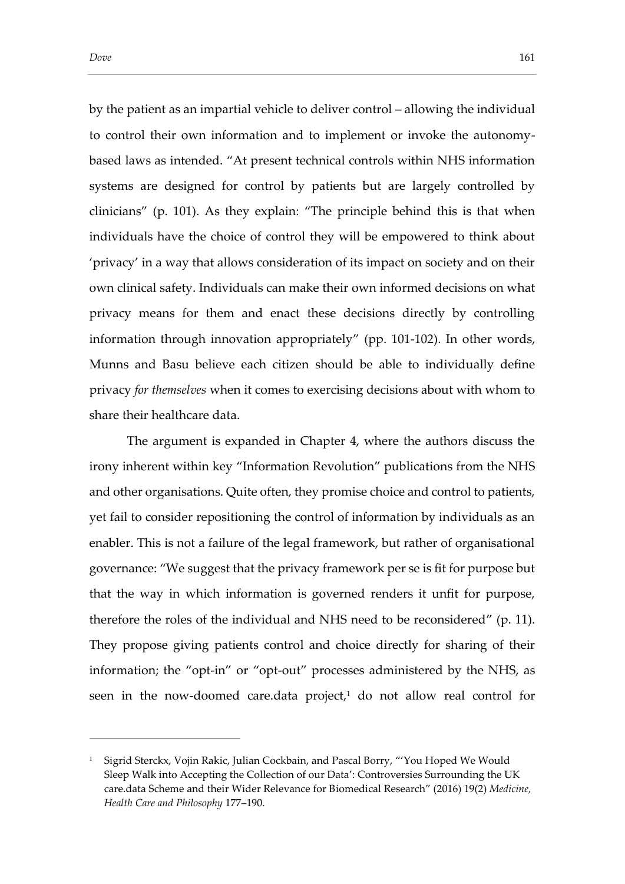by the patient as an impartial vehicle to deliver control – allowing the individual to control their own information and to implement or invoke the autonomy-based laws as intended. "At present technical controls within NHS information systems are designed for control by patients but are largely controlled by clinicians" (p. 101). As they explain: "The principle behind this is that when individuals have the choice of control they will be empowered to think about 'privacy' in a way that allows consideration of its impact on society and on their own clinical safety. Individuals can make their own informed decisions on what privacy means for them and enact these decisions directly by controlling information through innovation appropriately" (pp. 101-102). In other words, Munns and Basu believe each citizen should be able to individually define privacy *for themselves* when it comes to exercising decisions about with whom to share their healthcare data.

The argument is expanded in Chapter 4, where the authors discuss the irony inherent within key "Information Revolution" publications from the NHS and other organisations. Quite often, they promise choice and control to patients, yet fail to consider repositioning the control of information by individuals as an enabler. This is not a failure of the legal framework, but rather of organisational governance: "We suggest that the privacy framework per se is fit for purpose but that the way in which information is governed renders it unfit for purpose, therefore the roles of the individual and NHS need to be reconsidered" (p. 11). They propose giving patients control and choice directly for sharing of their information; the "opt-in" or "opt-out" processes administered by the NHS, as seen in the now-doomed care.data project,[1] do not allow real control for

---

[1] Sigrid Sterckx, Vojin Rakic, Julian Cockbain, and Pascal Borry, "'You Hoped We Would Sleep Walk into Accepting the Collection of our Data': Controversies Surrounding the UK care.data Scheme and their Wider Relevance for Biomedical Research" (2016) 19(2) *Medicine, Health Care and Philosophy* 177–190.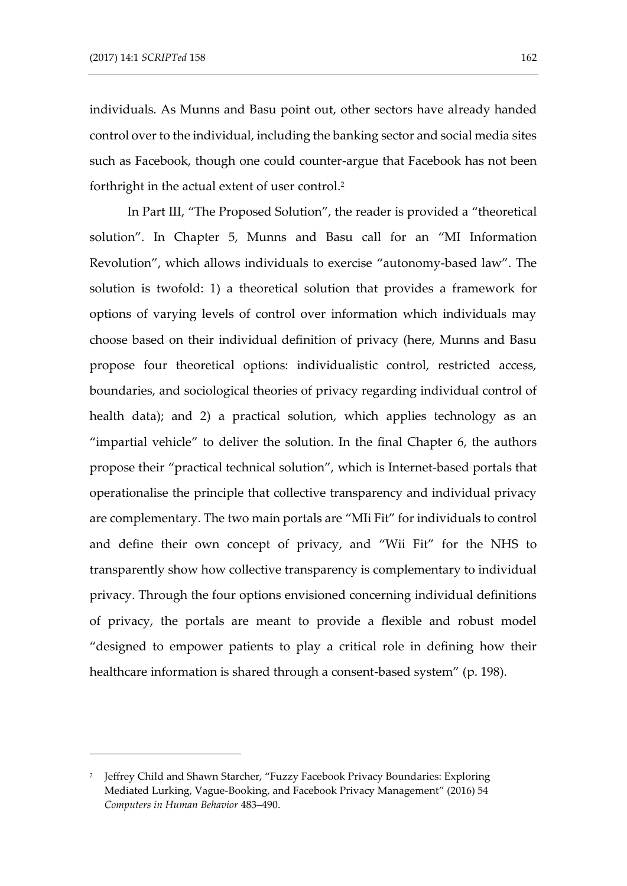individuals. As Munns and Basu point out, other sectors have already handed control over to the individual, including the banking sector and social media sites such as Facebook, though one could counter-argue that Facebook has not been forthright in the actual extent of user control.[2]

In Part III, "The Proposed Solution", the reader is provided a "theoretical solution". In Chapter 5, Munns and Basu call for an "MI Information Revolution", which allows individuals to exercise "autonomy-based law". The solution is twofold: 1) a theoretical solution that provides a framework for options of varying levels of control over information which individuals may choose based on their individual definition of privacy (here, Munns and Basu propose four theoretical options: individualistic control, restricted access, boundaries, and sociological theories of privacy regarding individual control of health data); and 2) a practical solution, which applies technology as an "impartial vehicle" to deliver the solution. In the final Chapter 6, the authors propose their "practical technical solution", which is Internet-based portals that operationalise the principle that collective transparency and individual privacy are complementary. The two main portals are "MIi Fit" for individuals to control and define their own concept of privacy, and "Wii Fit" for the NHS to transparently show how collective transparency is complementary to individual privacy. Through the four options envisioned concerning individual definitions of privacy, the portals are meant to provide a flexible and robust model "designed to empower patients to play a critical role in defining how their healthcare information is shared through a consent-based system" (p. 198).

---

[2] Jeffrey Child and Shawn Starcher, "Fuzzy Facebook Privacy Boundaries: Exploring Mediated Lurking, Vague-Booking, and Facebook Privacy Management" (2016) 54 *Computers in Human Behavior* 483–490.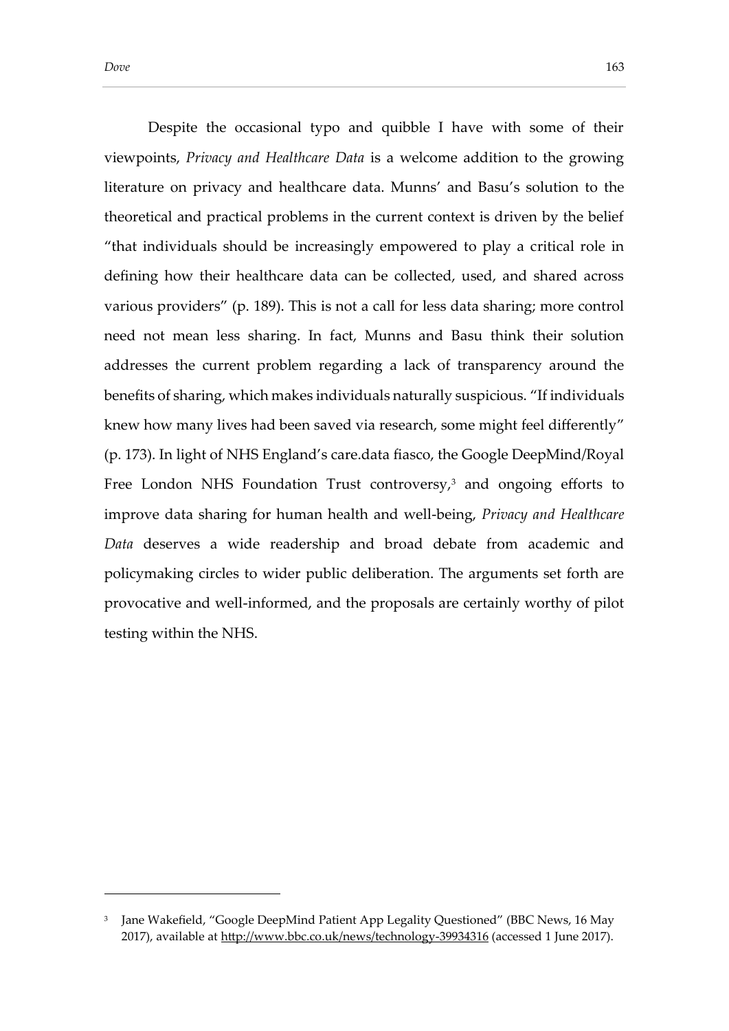Despite the occasional typo and quibble I have with some of their viewpoints, *Privacy and Healthcare Data* is a welcome addition to the growing literature on privacy and healthcare data. Munns' and Basu's solution to the theoretical and practical problems in the current context is driven by the belief "that individuals should be increasingly empowered to play a critical role in defining how their healthcare data can be collected, used, and shared across various providers" (p. 189). This is not a call for less data sharing; more control need not mean less sharing. In fact, Munns and Basu think their solution addresses the current problem regarding a lack of transparency around the benefits of sharing, which makes individuals naturally suspicious. "If individuals knew how many lives had been saved via research, some might feel differently" (p. 173). In light of NHS England's care.data fiasco, the Google DeepMind/Royal Free London NHS Foundation Trust controversy,[3] and ongoing efforts to improve data sharing for human health and well-being, *Privacy and Healthcare Data* deserves a wide readership and broad debate from academic and policymaking circles to wider public deliberation. The arguments set forth are provocative and well-informed, and the proposals are certainly worthy of pilot testing within the NHS.

---

[3] Jane Wakefield, "Google DeepMind Patient App Legality Questioned" (BBC News, 16 May 2017), available at http://www.bbc.co.uk/news/technology-39934316 (accessed 1 June 2017).